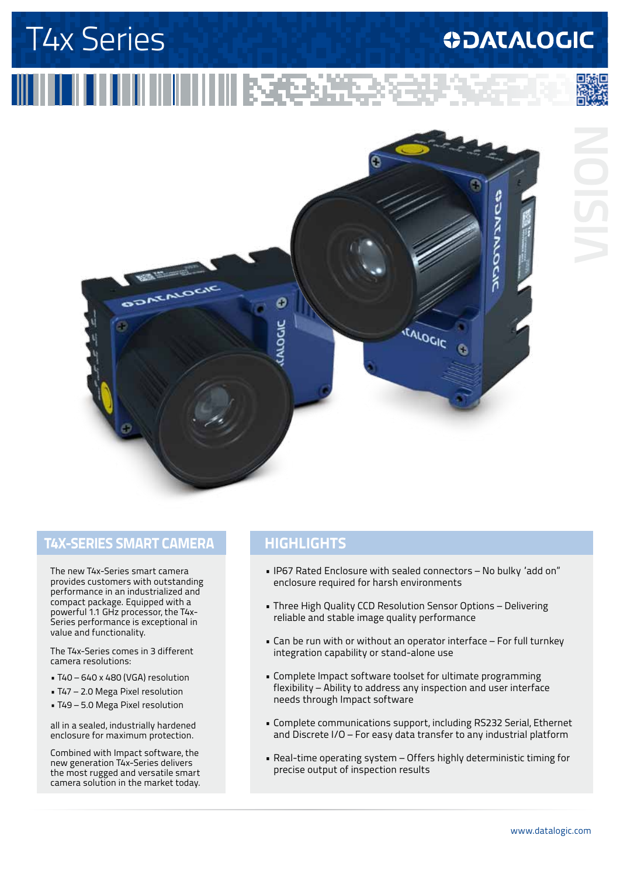# T4x Series

DATALOGIC

VISION

## T4X-SERIES SMART CAMERA

The new T4x-Series smart camera provides customers with outstanding performance in an industrialized and compact package. Equipped with a powerful 1.1 GHz processor, the T4x-Series performance is exceptional in value and functionality.

The T4x-Series comes in 3 different camera resolutions:

- T40 – 640 x 480 (VGA) resolution
- T47 – 2.0 Mega Pixel resolution
- T49 – 5.0 Mega Pixel resolution

all in a sealed, industrially hardened enclosure for maximum protection.

Combined with Impact software, the new generation T4x-Series delivers the most rugged and versatile smart camera solution in the market today.

## HIGHLIGHTS

- IP67 Rated Enclosure with sealed connectors – No bulky 'add on" enclosure required for harsh environments
- Three High Quality CCD Resolution Sensor Options – Delivering reliable and stable image quality performance
- Can be run with or without an operator interface – For full turnkey integration capability or stand-alone use
- Complete Impact software toolset for ultimate programming flexibility – Ability to address any inspection and user interface needs through Impact software
- Complete communications support, including RS232 Serial, Ethernet and Discrete I/O – For easy data transfer to any industrial platform
- Real-time operating system – Offers highly deterministic timing for precise output of inspection results

www.datalogic.com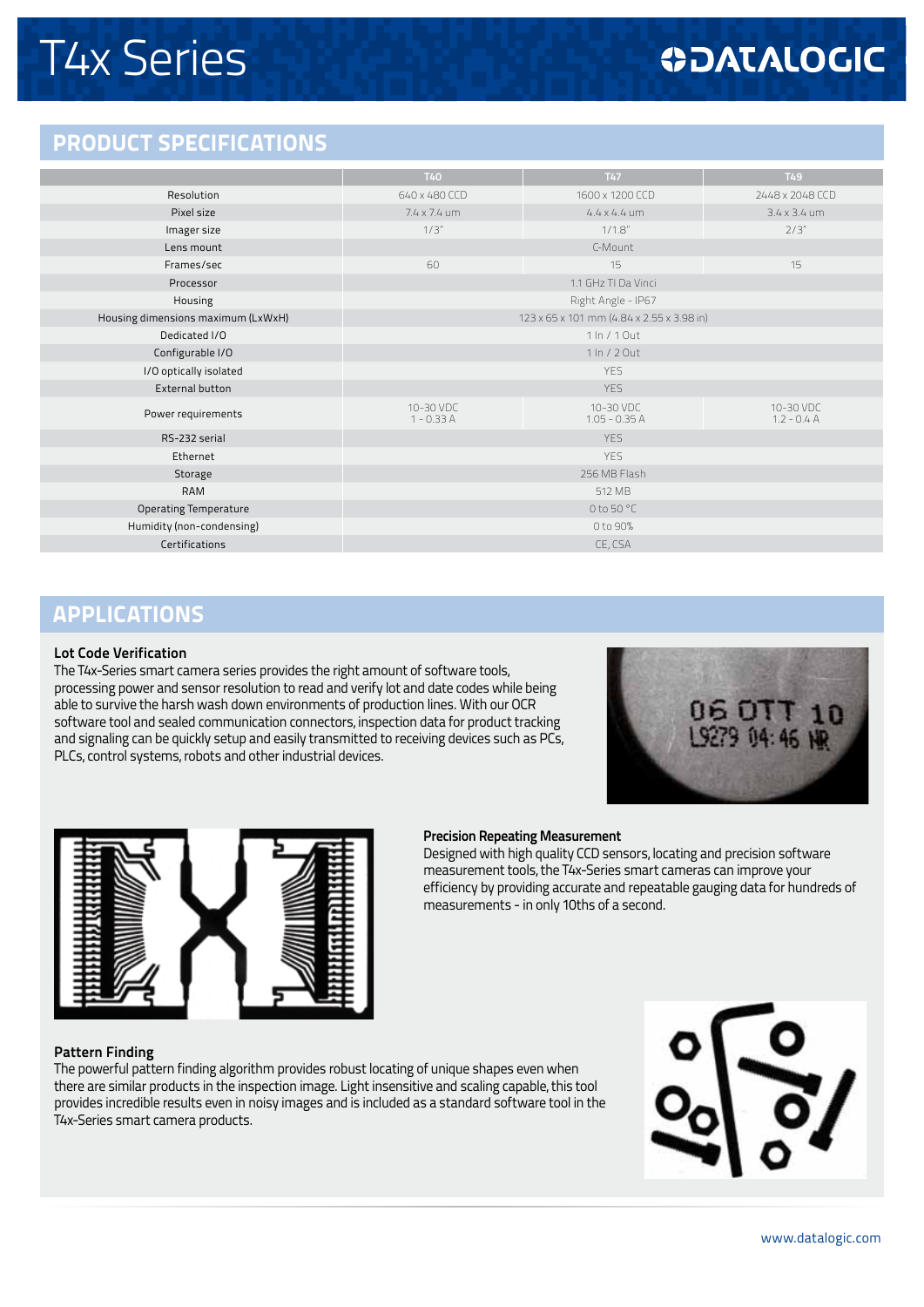# T4x Series

## PRODUCT SPECIFICATIONS

| | T40 | T47 | T49 |
|---|---|---|---|
| Resolution | 640 x 480 CCD | 1600 x 1200 CCD | 2448 x 2048 CCD |
| Pixel size | 7.4 x 7.4 um | 4.4 x 4.4 um | 3.4 x 3.4 um |
| Imager size | 1/3" | 1/1.8" | 2/3" |
| Lens mount | C-Mount | | |
| Frames/sec | 60 | 15 | 15 |
| Processor | 1.1 GHz TI Da Vinci | | |
| Housing | Right Angle - IP67 | | |
| Housing dimensions maximum (LxWxH) | 123 x 65 x 101 mm (4.84 x 2.55 x 3.98 in) | | |
| Dedicated I/O | 1 In / 1 Out | | |
| Configurable I/O | 1 In / 2 Out | | |
| I/O optically isolated | YES | | |
| External button | YES | | |
| Power requirements | 10-30 VDC 1 - 0.33 A | 10-30 VDC 1.05 - 0.35 A | 10-30 VDC 1.2 - 0.4 A |
| RS-232 serial | YES | | |
| Ethernet | YES | | |
| Storage | 256 MB Flash | | |
| RAM | 512 MB | | |
| Operating Temperature | 0 to 50 °C | | |
| Humidity (non-condensing) | 0 to 90% | | |
| Certifications | CE, CSA | | |

## APPLICATIONS

### Lot Code Verification

The T4x-Series smart camera series provides the right amount of software tools, processing power and sensor resolution to read and verify lot and date codes while being able to survive the harsh wash down environments of production lines. With our OCR software tool and sealed communication connectors, inspection data for product tracking and signaling can be quickly setup and easily transmitted to receiving devices such as PCs, PLCs, control systems, robots and other industrial devices.

### Precision Repeating Measurement

Designed with high quality CCD sensors, locating and precision software measurement tools, the T4x-Series smart cameras can improve your efficiency by providing accurate and repeatable gauging data for hundreds of measurements - in only 10ths of a second.

### Pattern Finding

The powerful pattern finding algorithm provides robust locating of unique shapes even when there are similar products in the inspection image. Light insensitive and scaling capable, this tool provides incredible results even in noisy images and is included as a standard software tool in the T4x-Series smart camera products.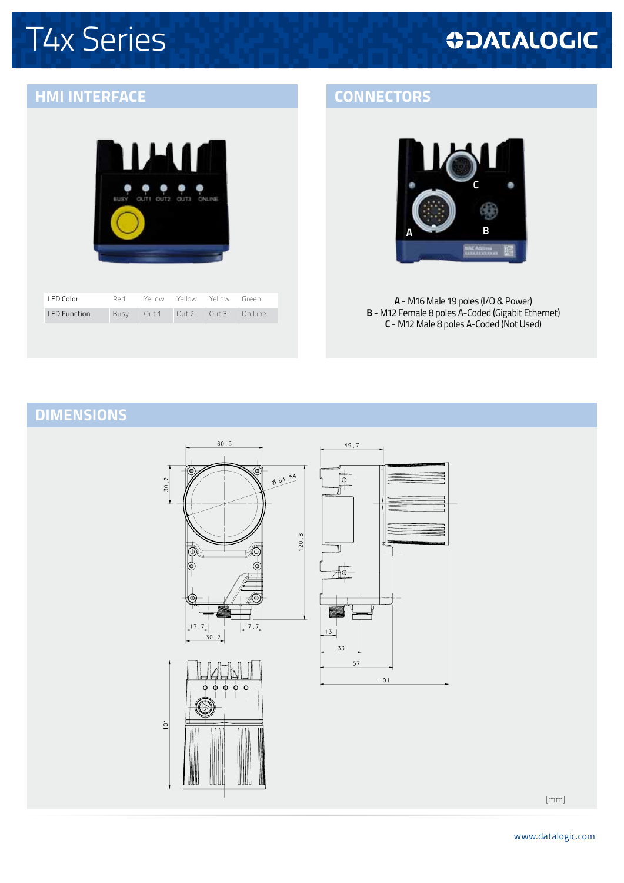# T4x Series

## HMI INTERFACE

| LED Color | Red | Yellow | Yellow | Yellow | Green |
|---|---|---|---|---|---|
| LED Function | Busy | Out 1 | Out 2 | Out 3 | On Line |

## CONNECTORS

**A** - M16 Male 19 poles (I/O & Power)
**B** - M12 Female 8 poles A-Coded (Gigabit Ethernet)
**C** - M12 Male 8 poles A-Coded (Not Used)

## DIMENSIONS

[mm]

www.datalogic.com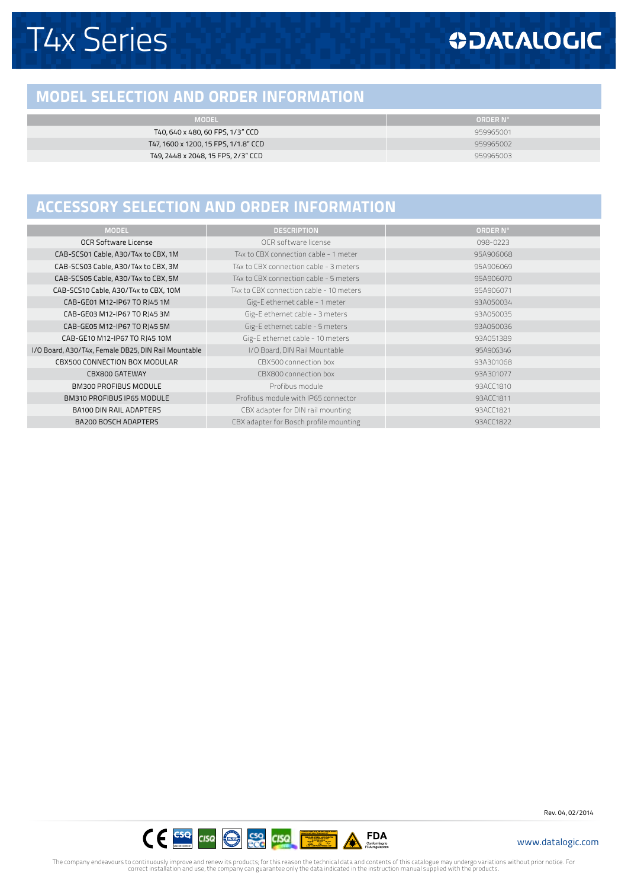# T4x Series

## MODEL SELECTION AND ORDER INFORMATION

| MODEL | ORDER N° |
|---|---|
| T40, 640 x 480, 60 FPS, 1/3" CCD | 959965001 |
| T47, 1600 x 1200, 15 FPS, 1/1.8" CCD | 959965002 |
| T49, 2448 x 2048, 15 FPS, 2/3" CCD | 959965003 |

## ACCESSORY SELECTION AND ORDER INFORMATION

| MODEL | DESCRIPTION | ORDER N° |
|---|---|---|
| OCR Software License | OCR software license | 098-0223 |
| CAB-SCS01 Cable, A30/T4x to CBX, 1M | T4x to CBX connection cable - 1 meter | 95A906068 |
| CAB-SCS03 Cable, A30/T4x to CBX, 3M | T4x to CBX connection cable - 3 meters | 95A906069 |
| CAB-SCS05 Cable, A30/T4x to CBX, 5M | T4x to CBX connection cable - 5 meters | 95A906070 |
| CAB-SCS10 Cable, A30/T4x to CBX, 10M | T4x to CBX connection cable - 10 meters | 95A906071 |
| CAB-GE01 M12-IP67 TO RJ45 1M | Gig-E ethernet cable - 1 meter | 93A050034 |
| CAB-GE03 M12-IP67 TO RJ45 3M | Gig-E ethernet cable - 3 meters | 93A050035 |
| CAB-GE05 M12-IP67 TO RJ45 5M | Gig-E ethernet cable - 5 meters | 93A050036 |
| CAB-GE10 M12-IP67 TO RJ45 10M | Gig-E ethernet cable - 10 meters | 93A051389 |
| I/O Board, A30/T4x, Female DB25, DIN Rail Mountable | I/O Board, DIN Rail Mountable | 95A906346 |
| CBX500 CONNECTION BOX MODULAR | CBX500 connection box | 93A301068 |
| CBX800 GATEWAY | CBX800 connection box | 93A301077 |
| BM300 PROFIBUS MODULE | Profibus module | 93ACC1810 |
| BM310 PROFIBUS IP65 MODULE | Profibus module with IP65 connector | 93ACC1811 |
| BA100 DIN RAIL ADAPTERS | CBX adapter for DIN rail mounting | 93ACC1821 |
| BA200 BOSCH ADAPTERS | CBX adapter for Bosch profile mounting | 93ACC1822 |

Rev. 04, 02/2014

www.datalogic.com

The company endeavours to continuously improve and renew its products; for this reason the technical data and contents of this catalogue may undergo variations without prior notice. For correct installation and use, the company can guarantee only the data indicated in the instruction manual supplied with the products.